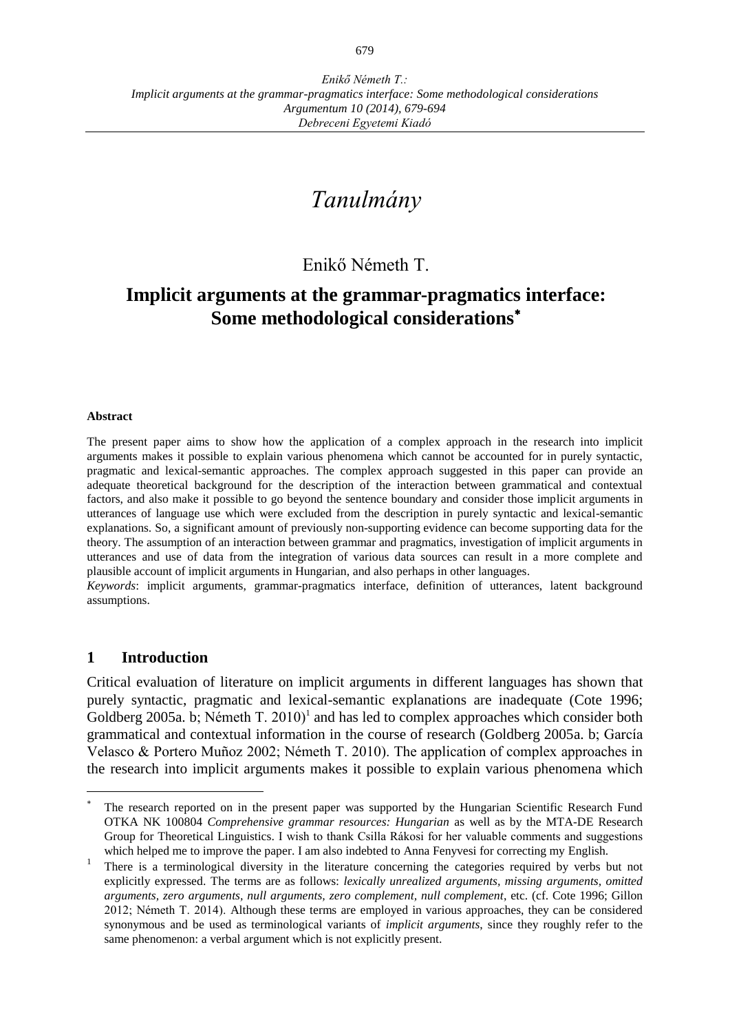# Tanulmány

Enikő Németh T.

## Implicit arguments at the grammar-pragmatics interface: Some methodological considerations*

**Abstract**

The present paper aims to show how the application of a complex approach in the research into implicit arguments makes it possible to explain various phenomena which cannot be accounted for in purely syntactic, pragmatic and lexical-semantic approaches. The complex approach suggested in this paper can provide an adequate theoretical background for the description of the interaction between grammatical and contextual factors, and also make it possible to go beyond the sentence boundary and consider those implicit arguments in utterances of language use which were excluded from the description in purely syntactic and lexical-semantic explanations. So, a significant amount of previously non-supporting evidence can become supporting data for the theory. The assumption of an interaction between grammar and pragmatics, investigation of implicit arguments in utterances and use of data from the integration of various data sources can result in a more complete and plausible account of implicit arguments in Hungarian, and also perhaps in other languages.

*Keywords*: implicit arguments, grammar-pragmatics interface, definition of utterances, latent background assumptions.

## 1 Introduction

Critical evaluation of literature on implicit arguments in different languages has shown that purely syntactic, pragmatic and lexical-semantic explanations are inadequate (Cote 1996; Goldberg 2005a. b; Németh T. 2010)[1] and has led to complex approaches which consider both grammatical and contextual information in the course of research (Goldberg 2005a. b; García Velasco & Portero Muñoz 2002; Németh T. 2010). The application of complex approaches in the research into implicit arguments makes it possible to explain various phenomena which

---

* The research reported on in the present paper was supported by the Hungarian Scientific Research Fund OTKA NK 100804 *Comprehensive grammar resources: Hungarian* as well as by the MTA-DE Research Group for Theoretical Linguistics. I wish to thank Csilla Rákosi for her valuable comments and suggestions which helped me to improve the paper. I am also indebted to Anna Fenyvesi for correcting my English.

[1] There is a terminological diversity in the literature concerning the categories required by verbs but not explicitly expressed. The terms are as follows: *lexically unrealized arguments, missing arguments, omitted arguments, zero arguments, null arguments, zero complement, null complement*, etc. (cf. Cote 1996; Gillon 2012; Németh T. 2014). Although these terms are employed in various approaches, they can be considered synonymous and be used as terminological variants of *implicit arguments*, since they roughly refer to the same phenomenon: a verbal argument which is not explicitly present.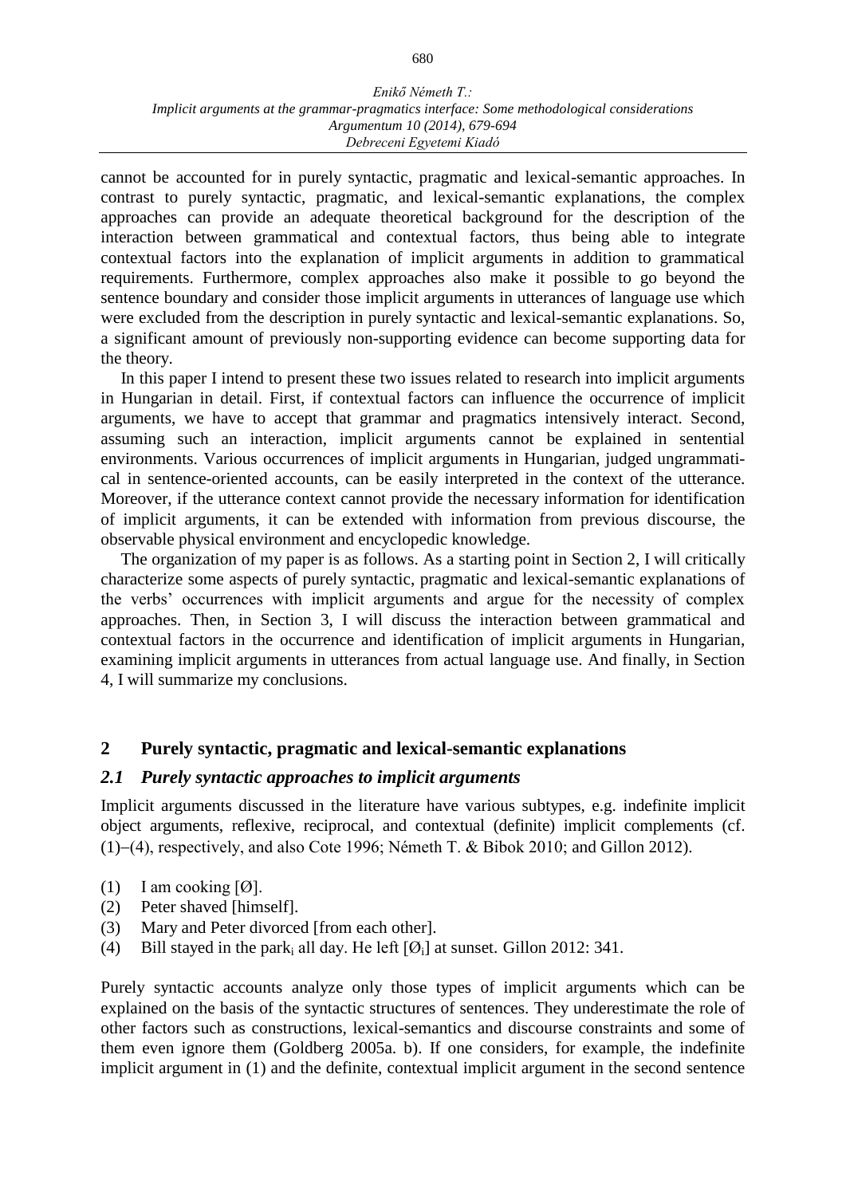cannot be accounted for in purely syntactic, pragmatic and lexical-semantic approaches. In contrast to purely syntactic, pragmatic, and lexical-semantic explanations, the complex approaches can provide an adequate theoretical background for the description of the interaction between grammatical and contextual factors, thus being able to integrate contextual factors into the explanation of implicit arguments in addition to grammatical requirements. Furthermore, complex approaches also make it possible to go beyond the sentence boundary and consider those implicit arguments in utterances of language use which were excluded from the description in purely syntactic and lexical-semantic explanations. So, a significant amount of previously non-supporting evidence can become supporting data for the theory.

In this paper I intend to present these two issues related to research into implicit arguments in Hungarian in detail. First, if contextual factors can influence the occurrence of implicit arguments, we have to accept that grammar and pragmatics intensively interact. Second, assuming such an interaction, implicit arguments cannot be explained in sentential environments. Various occurrences of implicit arguments in Hungarian, judged ungrammatical in sentence-oriented accounts, can be easily interpreted in the context of the utterance. Moreover, if the utterance context cannot provide the necessary information for identification of implicit arguments, it can be extended with information from previous discourse, the observable physical environment and encyclopedic knowledge.

The organization of my paper is as follows. As a starting point in Section 2, I will critically characterize some aspects of purely syntactic, pragmatic and lexical-semantic explanations of the verbs' occurrences with implicit arguments and argue for the necessity of complex approaches. Then, in Section 3, I will discuss the interaction between grammatical and contextual factors in the occurrence and identification of implicit arguments in Hungarian, examining implicit arguments in utterances from actual language use. And finally, in Section 4, I will summarize my conclusions.

## 2 Purely syntactic, pragmatic and lexical-semantic explanations

### *2.1 Purely syntactic approaches to implicit arguments*

Implicit arguments discussed in the literature have various subtypes, e.g. indefinite implicit object arguments, reflexive, reciprocal, and contextual (definite) implicit complements (cf. (1)–(4), respectively, and also Cote 1996; Németh T. & Bibok 2010; and Gillon 2012).

(1) I am cooking [Ø].
(2) Peter shaved [himself].
(3) Mary and Peter divorced [from each other].
(4) Bill stayed in the park$_i$ all day. He left [Ø$_i$] at sunset. Gillon 2012: 341.

Purely syntactic accounts analyze only those types of implicit arguments which can be explained on the basis of the syntactic structures of sentences. They underestimate the role of other factors such as constructions, lexical-semantics and discourse constraints and some of them even ignore them (Goldberg 2005a. b). If one considers, for example, the indefinite implicit argument in (1) and the definite, contextual implicit argument in the second sentence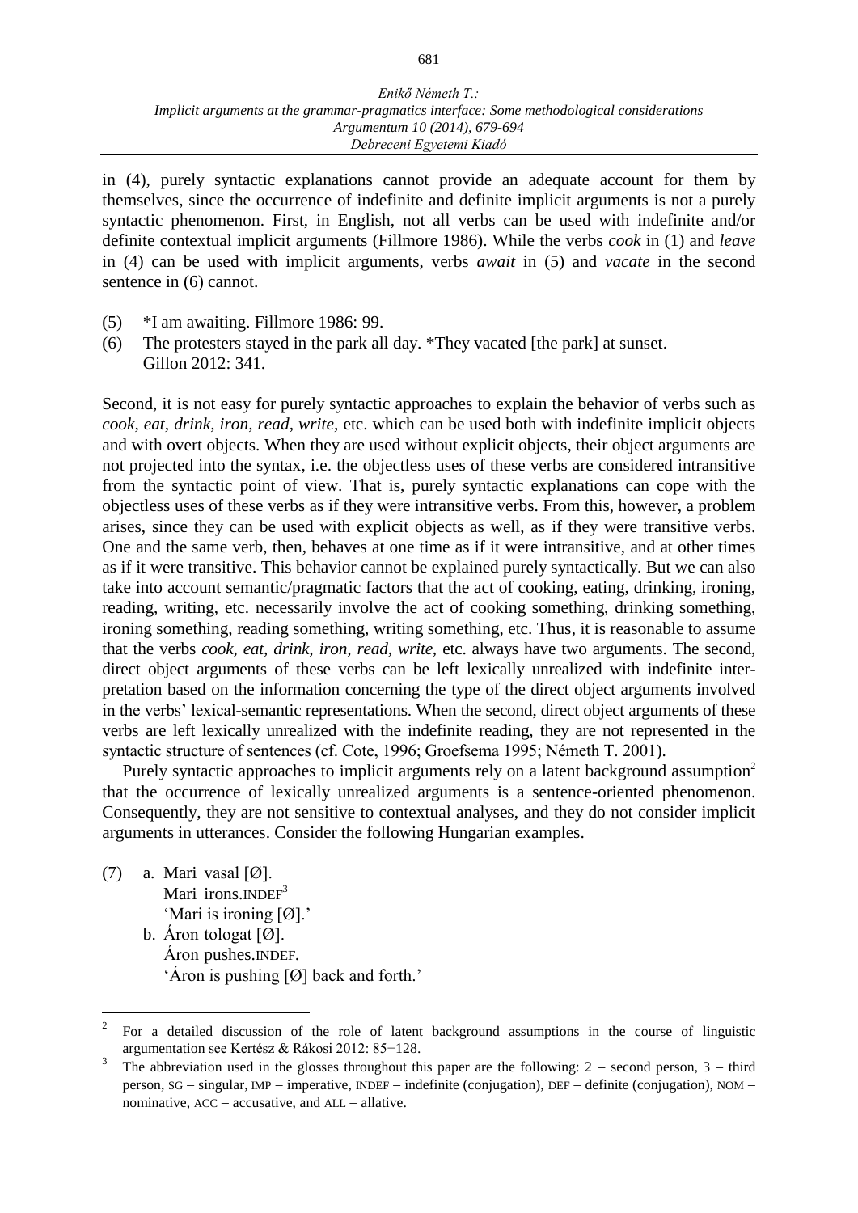in (4), purely syntactic explanations cannot provide an adequate account for them by themselves, since the occurrence of indefinite and definite implicit arguments is not a purely syntactic phenomenon. First, in English, not all verbs can be used with indefinite and/or definite contextual implicit arguments (Fillmore 1986). While the verbs *cook* in (1) and *leave* in (4) can be used with implicit arguments, verbs *await* in (5) and *vacate* in the second sentence in (6) cannot.

(5) *I am awaiting. Fillmore 1986: 99.

(6) The protesters stayed in the park all day. *They vacated [the park] at sunset.
Gillon 2012: 341.

Second, it is not easy for purely syntactic approaches to explain the behavior of verbs such as *cook*, *eat*, *drink*, *iron*, *read*, *write*, etc. which can be used both with indefinite implicit objects and with overt objects. When they are used without explicit objects, their object arguments are not projected into the syntax, i.e. the objectless uses of these verbs are considered intransitive from the syntactic point of view. That is, purely syntactic explanations can cope with the objectless uses of these verbs as if they were intransitive verbs. From this, however, a problem arises, since they can be used with explicit objects as well, as if they were transitive verbs. One and the same verb, then, behaves at one time as if it were intransitive, and at other times as if it were transitive. This behavior cannot be explained purely syntactically. But we can also take into account semantic/pragmatic factors that the act of cooking, eating, drinking, ironing, reading, writing, etc. necessarily involve the act of cooking something, drinking something, ironing something, reading something, writing something, etc. Thus, it is reasonable to assume that the verbs *cook*, *eat*, *drink*, *iron*, *read*, *write*, etc. always have two arguments. The second, direct object arguments of these verbs can be left lexically unrealized with indefinite interpretation based on the information concerning the type of the direct object arguments involved in the verbs' lexical-semantic representations. When the second, direct object arguments of these verbs are left lexically unrealized with the indefinite reading, they are not represented in the syntactic structure of sentences (cf. Cote, 1996; Groefsema 1995; Németh T. 2001).

Purely syntactic approaches to implicit arguments rely on a latent background assumption[2] that the occurrence of lexically unrealized arguments is a sentence-oriented phenomenon. Consequently, they are not sensitive to contextual analyses, and they do not consider implicit arguments in utterances. Consider the following Hungarian examples.

(7) a. Mari vasal [Ø].
Mari irons.INDEF[3]
'Mari is ironing [Ø].'

b. Áron tologat [Ø].
Áron pushes.INDEF.
'Áron is pushing [Ø] back and forth.'

---

[2] For a detailed discussion of the role of latent background assumptions in the course of linguistic argumentation see Kertész & Rákosi 2012: 85−128.

[3] The abbreviation used in the glosses throughout this paper are the following: 2 – second person, 3 – third person, SG – singular, IMP – imperative, INDEF – indefinite (conjugation), DEF – definite (conjugation), NOM – nominative, ACC – accusative, and ALL – allative.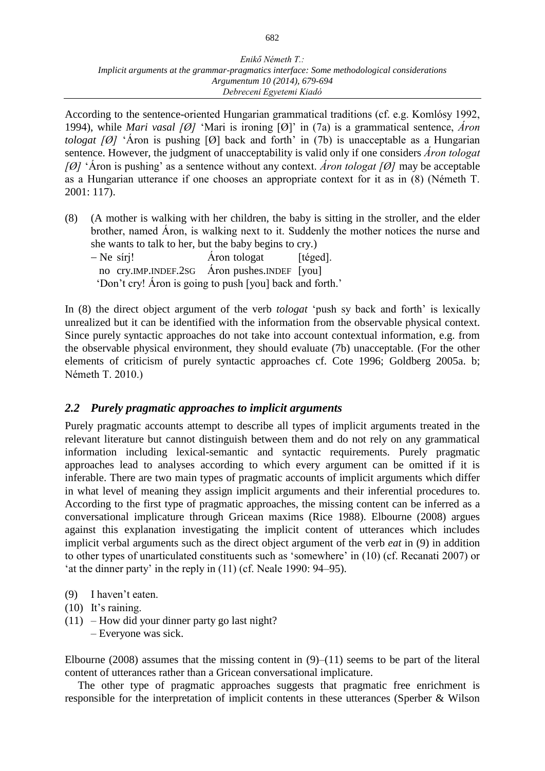According to the sentence-oriented Hungarian grammatical traditions (cf. e.g. Komlósy 1992, 1994), while *Mari vasal [Ø]* 'Mari is ironing [Ø]' in (7a) is a grammatical sentence, *Áron tologat [Ø]* 'Áron is pushing [Ø] back and forth' in (7b) is unacceptable as a Hungarian sentence. However, the judgment of unacceptability is valid only if one considers *Áron tologat [Ø]* 'Áron is pushing' as a sentence without any context. *Áron tologat [Ø]* may be acceptable as a Hungarian utterance if one chooses an appropriate context for it as in (8) (Németh T. 2001: 117).

(8) (A mother is walking with her children, the baby is sitting in the stroller, and the elder brother, named Áron, is walking next to it. Suddenly the mother notices the nurse and she wants to talk to her, but the baby begins to cry.)
– Ne sírj! Áron tologat [téged].
no cry.IMP.INDEF.2SG Áron pushes.INDEF [you]
'Don't cry! Áron is going to push [you] back and forth.'

In (8) the direct object argument of the verb *tologat* 'push sy back and forth' is lexically unrealized but it can be identified with the information from the observable physical context. Since purely syntactic approaches do not take into account contextual information, e.g. from the observable physical environment, they should evaluate (7b) unacceptable. (For the other elements of criticism of purely syntactic approaches cf. Cote 1996; Goldberg 2005a. b; Németh T. 2010.)

## *2.2 Purely pragmatic approaches to implicit arguments*

Purely pragmatic accounts attempt to describe all types of implicit arguments treated in the relevant literature but cannot distinguish between them and do not rely on any grammatical information including lexical-semantic and syntactic requirements. Purely pragmatic approaches lead to analyses according to which every argument can be omitted if it is inferable. There are two main types of pragmatic accounts of implicit arguments which differ in what level of meaning they assign implicit arguments and their inferential procedures to. According to the first type of pragmatic approaches, the missing content can be inferred as a conversational implicature through Gricean maxims (Rice 1988). Elbourne (2008) argues against this explanation investigating the implicit content of utterances which includes implicit verbal arguments such as the direct object argument of the verb *eat* in (9) in addition to other types of unarticulated constituents such as 'somewhere' in (10) (cf. Recanati 2007) or 'at the dinner party' in the reply in (11) (cf. Neale 1990: 94–95).

(9) I haven't eaten.
(10) It's raining.
(11) – How did your dinner party go last night?
– Everyone was sick.

Elbourne (2008) assumes that the missing content in (9)–(11) seems to be part of the literal content of utterances rather than a Gricean conversational implicature.

The other type of pragmatic approaches suggests that pragmatic free enrichment is responsible for the interpretation of implicit contents in these utterances (Sperber & Wilson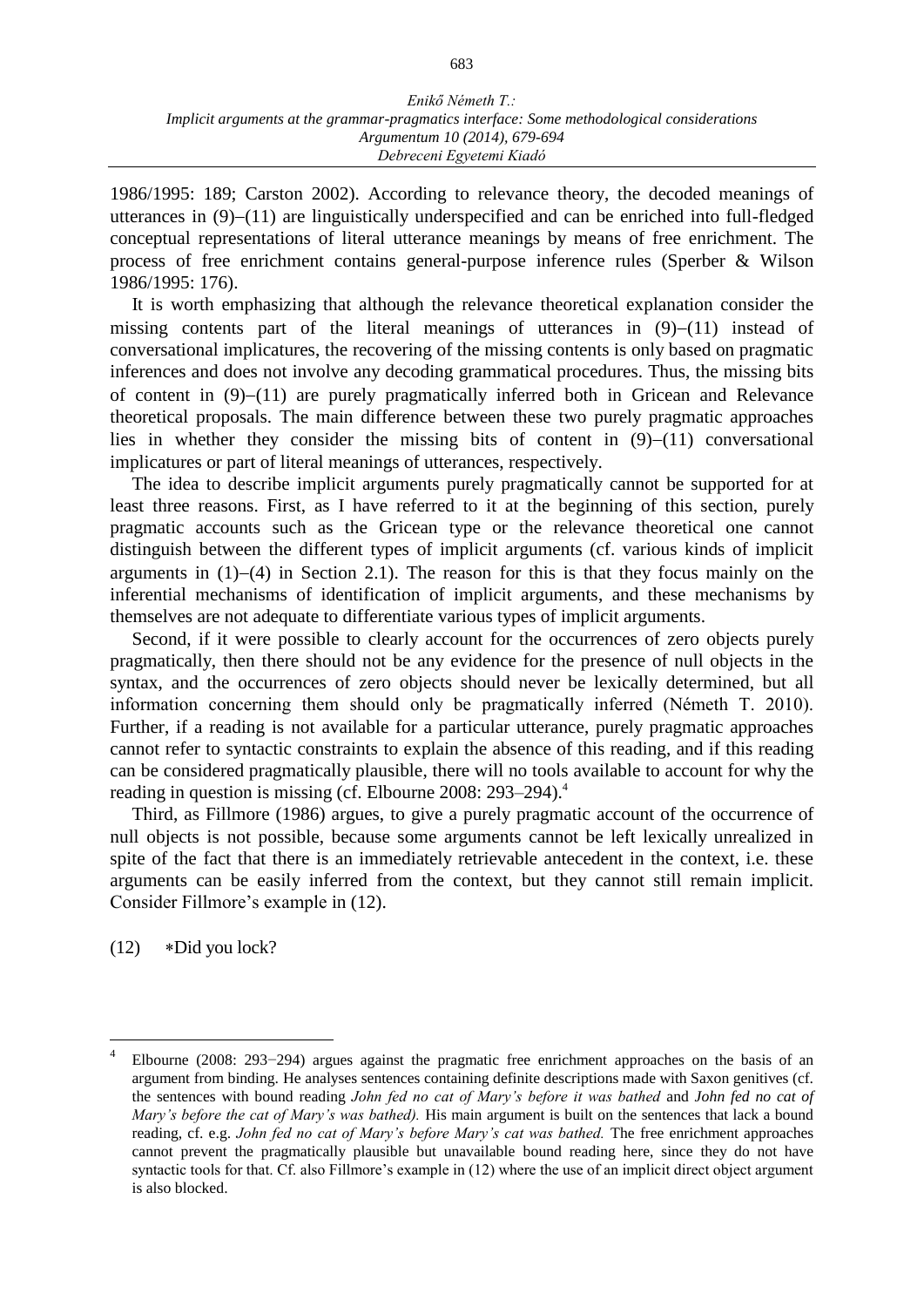1986/1995: 189; Carston 2002). According to relevance theory, the decoded meanings of utterances in (9)–(11) are linguistically underspecified and can be enriched into full-fledged conceptual representations of literal utterance meanings by means of free enrichment. The process of free enrichment contains general-purpose inference rules (Sperber & Wilson 1986/1995: 176).

It is worth emphasizing that although the relevance theoretical explanation consider the missing contents part of the literal meanings of utterances in (9)–(11) instead of conversational implicatures, the recovering of the missing contents is only based on pragmatic inferences and does not involve any decoding grammatical procedures. Thus, the missing bits of content in (9)–(11) are purely pragmatically inferred both in Gricean and Relevance theoretical proposals. The main difference between these two purely pragmatic approaches lies in whether they consider the missing bits of content in (9)–(11) conversational implicatures or part of literal meanings of utterances, respectively.

The idea to describe implicit arguments purely pragmatically cannot be supported for at least three reasons. First, as I have referred to it at the beginning of this section, purely pragmatic accounts such as the Gricean type or the relevance theoretical one cannot distinguish between the different types of implicit arguments (cf. various kinds of implicit arguments in (1)–(4) in Section 2.1). The reason for this is that they focus mainly on the inferential mechanisms of identification of implicit arguments, and these mechanisms by themselves are not adequate to differentiate various types of implicit arguments.

Second, if it were possible to clearly account for the occurrences of zero objects purely pragmatically, then there should not be any evidence for the presence of null objects in the syntax, and the occurrences of zero objects should never be lexically determined, but all information concerning them should only be pragmatically inferred (Németh T. 2010). Further, if a reading is not available for a particular utterance, purely pragmatic approaches cannot refer to syntactic constraints to explain the absence of this reading, and if this reading can be considered pragmatically plausible, there will no tools available to account for why the reading in question is missing (cf. Elbourne 2008: 293–294).[4]

Third, as Fillmore (1986) argues, to give a purely pragmatic account of the occurrence of null objects is not possible, because some arguments cannot be left lexically unrealized in spite of the fact that there is an immediately retrievable antecedent in the context, i.e. these arguments can be easily inferred from the context, but they cannot still remain implicit. Consider Fillmore's example in (12).

(12) ∗Did you lock?

---

[4] Elbourne (2008: 293−294) argues against the pragmatic free enrichment approaches on the basis of an argument from binding. He analyses sentences containing definite descriptions made with Saxon genitives (cf. the sentences with bound reading *John fed no cat of Mary's before it was bathed* and *John fed no cat of Mary's before the cat of Mary's was bathed).* His main argument is built on the sentences that lack a bound reading, cf. e.g. *John fed no cat of Mary's before Mary's cat was bathed.* The free enrichment approaches cannot prevent the pragmatically plausible but unavailable bound reading here, since they do not have syntactic tools for that. Cf. also Fillmore's example in (12) where the use of an implicit direct object argument is also blocked.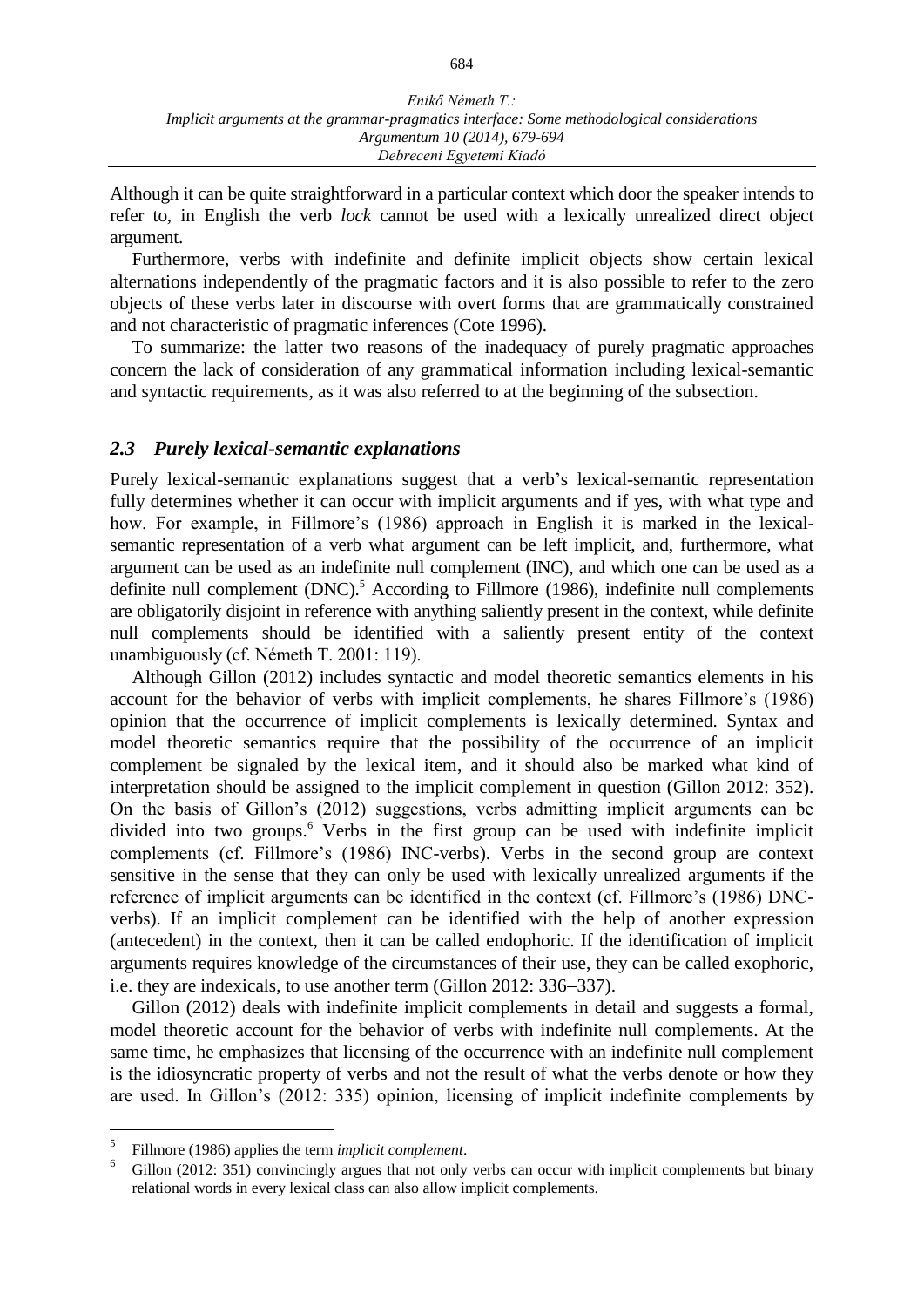Although it can be quite straightforward in a particular context which door the speaker intends to refer to, in English the verb *lock* cannot be used with a lexically unrealized direct object argument.

Furthermore, verbs with indefinite and definite implicit objects show certain lexical alternations independently of the pragmatic factors and it is also possible to refer to the zero objects of these verbs later in discourse with overt forms that are grammatically constrained and not characteristic of pragmatic inferences (Cote 1996).

To summarize: the latter two reasons of the inadequacy of purely pragmatic approaches concern the lack of consideration of any grammatical information including lexical-semantic and syntactic requirements, as it was also referred to at the beginning of the subsection.

## *2.3 Purely lexical-semantic explanations*

Purely lexical-semantic explanations suggest that a verb's lexical-semantic representation fully determines whether it can occur with implicit arguments and if yes, with what type and how. For example, in Fillmore's (1986) approach in English it is marked in the lexical-semantic representation of a verb what argument can be left implicit, and, furthermore, what argument can be used as an indefinite null complement (INC), and which one can be used as a definite null complement (DNC).[5] According to Fillmore (1986), indefinite null complements are obligatorily disjoint in reference with anything saliently present in the context, while definite null complements should be identified with a saliently present entity of the context unambiguously (cf. Németh T. 2001: 119).

Although Gillon (2012) includes syntactic and model theoretic semantics elements in his account for the behavior of verbs with implicit complements, he shares Fillmore's (1986) opinion that the occurrence of implicit complements is lexically determined. Syntax and model theoretic semantics require that the possibility of the occurrence of an implicit complement be signaled by the lexical item, and it should also be marked what kind of interpretation should be assigned to the implicit complement in question (Gillon 2012: 352). On the basis of Gillon's (2012) suggestions, verbs admitting implicit arguments can be divided into two groups.[6] Verbs in the first group can be used with indefinite implicit complements (cf. Fillmore's (1986) INC-verbs). Verbs in the second group are context sensitive in the sense that they can only be used with lexically unrealized arguments if the reference of implicit arguments can be identified in the context (cf. Fillmore's (1986) DNC-verbs). If an implicit complement can be identified with the help of another expression (antecedent) in the context, then it can be called endophoric. If the identification of implicit arguments requires knowledge of the circumstances of their use, they can be called exophoric, i.e. they are indexicals, to use another term (Gillon 2012: 336–337).

Gillon (2012) deals with indefinite implicit complements in detail and suggests a formal, model theoretic account for the behavior of verbs with indefinite null complements. At the same time, he emphasizes that licensing of the occurrence with an indefinite null complement is the idiosyncratic property of verbs and not the result of what the verbs denote or how they are used. In Gillon's (2012: 335) opinion, licensing of implicit indefinite complements by

---

[5] Fillmore (1986) applies the term *implicit complement*.

[6] Gillon (2012: 351) convincingly argues that not only verbs can occur with implicit complements but binary relational words in every lexical class can also allow implicit complements.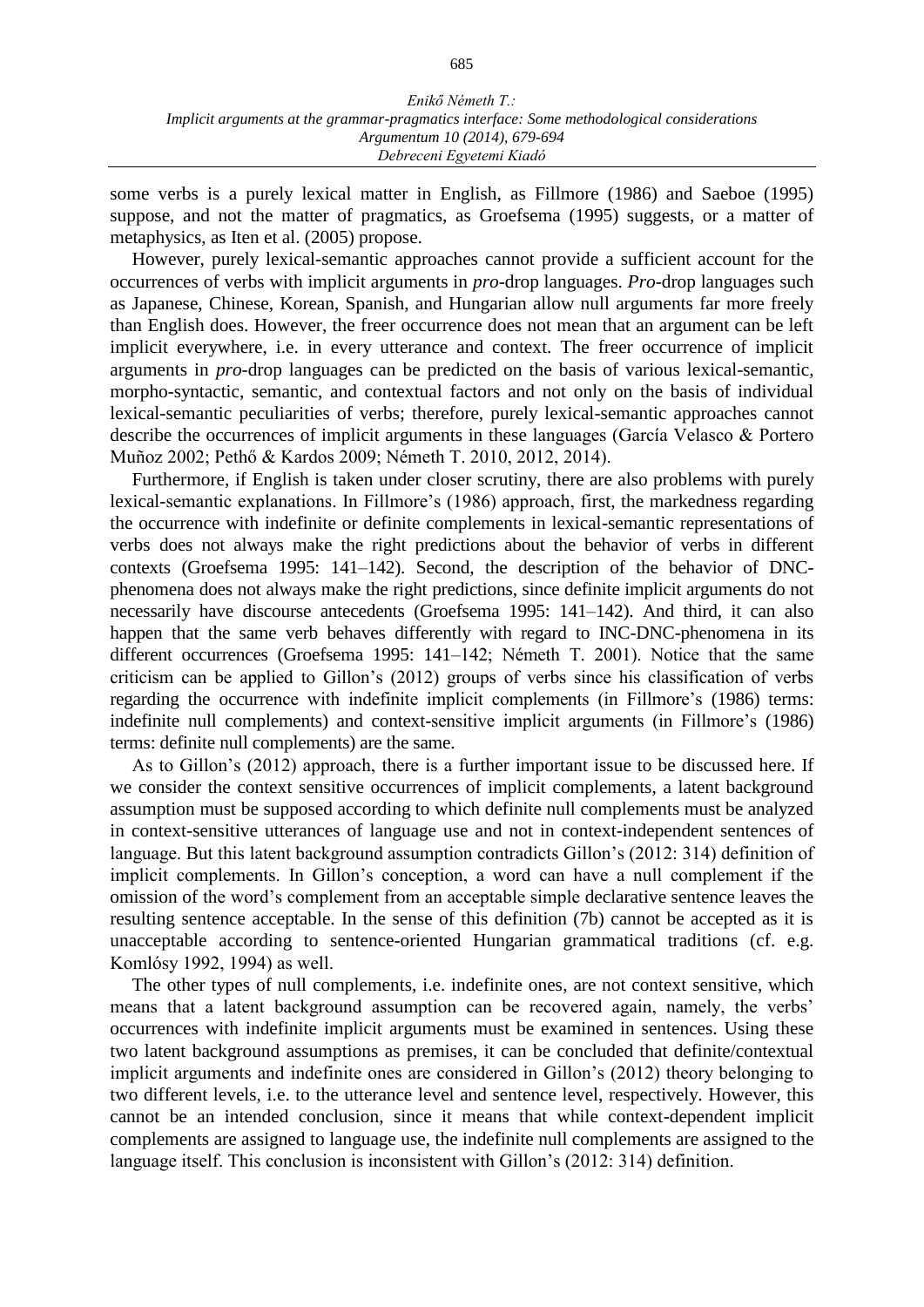some verbs is a purely lexical matter in English, as Fillmore (1986) and Saeboe (1995) suppose, and not the matter of pragmatics, as Groefsema (1995) suggests, or a matter of metaphysics, as Iten et al. (2005) propose.

However, purely lexical-semantic approaches cannot provide a sufficient account for the occurrences of verbs with implicit arguments in *pro*-drop languages. *Pro*-drop languages such as Japanese, Chinese, Korean, Spanish, and Hungarian allow null arguments far more freely than English does. However, the freer occurrence does not mean that an argument can be left implicit everywhere, i.e. in every utterance and context. The freer occurrence of implicit arguments in *pro*-drop languages can be predicted on the basis of various lexical-semantic, morpho-syntactic, semantic, and contextual factors and not only on the basis of individual lexical-semantic peculiarities of verbs; therefore, purely lexical-semantic approaches cannot describe the occurrences of implicit arguments in these languages (García Velasco & Portero Muñoz 2002; Pethő & Kardos 2009; Németh T. 2010, 2012, 2014).

Furthermore, if English is taken under closer scrutiny, there are also problems with purely lexical-semantic explanations. In Fillmore's (1986) approach, first, the markedness regarding the occurrence with indefinite or definite complements in lexical-semantic representations of verbs does not always make the right predictions about the behavior of verbs in different contexts (Groefsema 1995: 141–142). Second, the description of the behavior of DNC-phenomena does not always make the right predictions, since definite implicit arguments do not necessarily have discourse antecedents (Groefsema 1995: 141–142). And third, it can also happen that the same verb behaves differently with regard to INC-DNC-phenomena in its different occurrences (Groefsema 1995: 141–142; Németh T. 2001). Notice that the same criticism can be applied to Gillon's (2012) groups of verbs since his classification of verbs regarding the occurrence with indefinite implicit complements (in Fillmore's (1986) terms: indefinite null complements) and context-sensitive implicit arguments (in Fillmore's (1986) terms: definite null complements) are the same.

As to Gillon's (2012) approach, there is a further important issue to be discussed here. If we consider the context sensitive occurrences of implicit complements, a latent background assumption must be supposed according to which definite null complements must be analyzed in context-sensitive utterances of language use and not in context-independent sentences of language. But this latent background assumption contradicts Gillon's (2012: 314) definition of implicit complements. In Gillon's conception, a word can have a null complement if the omission of the word's complement from an acceptable simple declarative sentence leaves the resulting sentence acceptable. In the sense of this definition (7b) cannot be accepted as it is unacceptable according to sentence-oriented Hungarian grammatical traditions (cf. e.g. Komlósy 1992, 1994) as well.

The other types of null complements, i.e. indefinite ones, are not context sensitive, which means that a latent background assumption can be recovered again, namely, the verbs' occurrences with indefinite implicit arguments must be examined in sentences. Using these two latent background assumptions as premises, it can be concluded that definite/contextual implicit arguments and indefinite ones are considered in Gillon's (2012) theory belonging to two different levels, i.e. to the utterance level and sentence level, respectively. However, this cannot be an intended conclusion, since it means that while context-dependent implicit complements are assigned to language use, the indefinite null complements are assigned to the language itself. This conclusion is inconsistent with Gillon's (2012: 314) definition.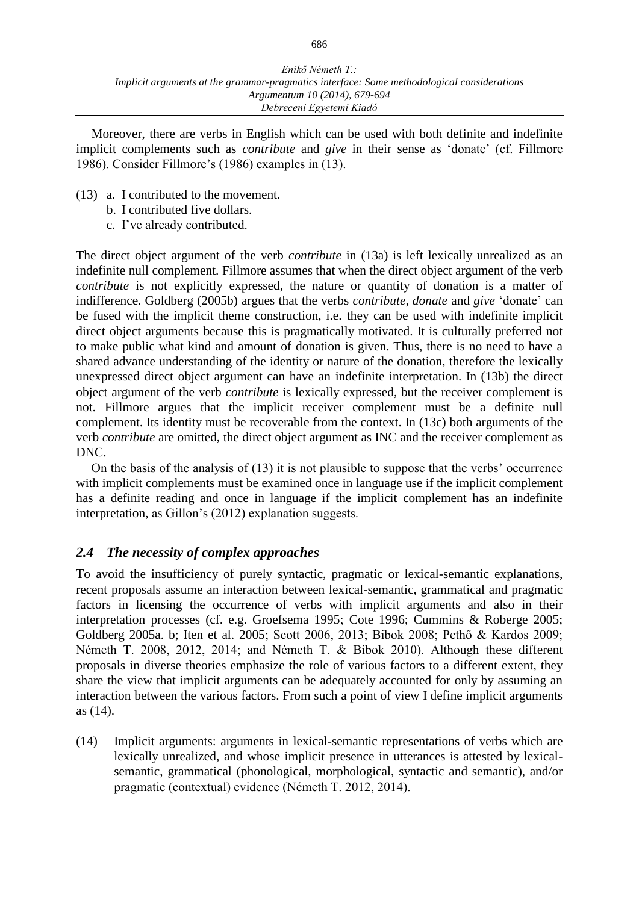Moreover, there are verbs in English which can be used with both definite and indefinite implicit complements such as *contribute* and *give* in their sense as 'donate' (cf. Fillmore 1986). Consider Fillmore's (1986) examples in (13).

(13) a. I contributed to the movement.
     b. I contributed five dollars.
     c. I've already contributed.

The direct object argument of the verb *contribute* in (13a) is left lexically unrealized as an indefinite null complement. Fillmore assumes that when the direct object argument of the verb *contribute* is not explicitly expressed, the nature or quantity of donation is a matter of indifference. Goldberg (2005b) argues that the verbs *contribute, donate* and *give* 'donate' can be fused with the implicit theme construction, i.e. they can be used with indefinite implicit direct object arguments because this is pragmatically motivated. It is culturally preferred not to make public what kind and amount of donation is given. Thus, there is no need to have a shared advance understanding of the identity or nature of the donation, therefore the lexically unexpressed direct object argument can have an indefinite interpretation. In (13b) the direct object argument of the verb *contribute* is lexically expressed, but the receiver complement is not. Fillmore argues that the implicit receiver complement must be a definite null complement. Its identity must be recoverable from the context. In (13c) both arguments of the verb *contribute* are omitted, the direct object argument as INC and the receiver complement as DNC.

On the basis of the analysis of (13) it is not plausible to suppose that the verbs' occurrence with implicit complements must be examined once in language use if the implicit complement has a definite reading and once in language if the implicit complement has an indefinite interpretation, as Gillon's (2012) explanation suggests.

### *2.4 The necessity of complex approaches*

To avoid the insufficiency of purely syntactic, pragmatic or lexical-semantic explanations, recent proposals assume an interaction between lexical-semantic, grammatical and pragmatic factors in licensing the occurrence of verbs with implicit arguments and also in their interpretation processes (cf. e.g. Groefsema 1995; Cote 1996; Cummins & Roberge 2005; Goldberg 2005a. b; Iten et al. 2005; Scott 2006, 2013; Bibok 2008; Pethő & Kardos 2009; Németh T. 2008, 2012, 2014; and Németh T. & Bibok 2010). Although these different proposals in diverse theories emphasize the role of various factors to a different extent, they share the view that implicit arguments can be adequately accounted for only by assuming an interaction between the various factors. From such a point of view I define implicit arguments as (14).

(14) Implicit arguments: arguments in lexical-semantic representations of verbs which are lexically unrealized, and whose implicit presence in utterances is attested by lexical-semantic, grammatical (phonological, morphological, syntactic and semantic), and/or pragmatic (contextual) evidence (Németh T. 2012, 2014).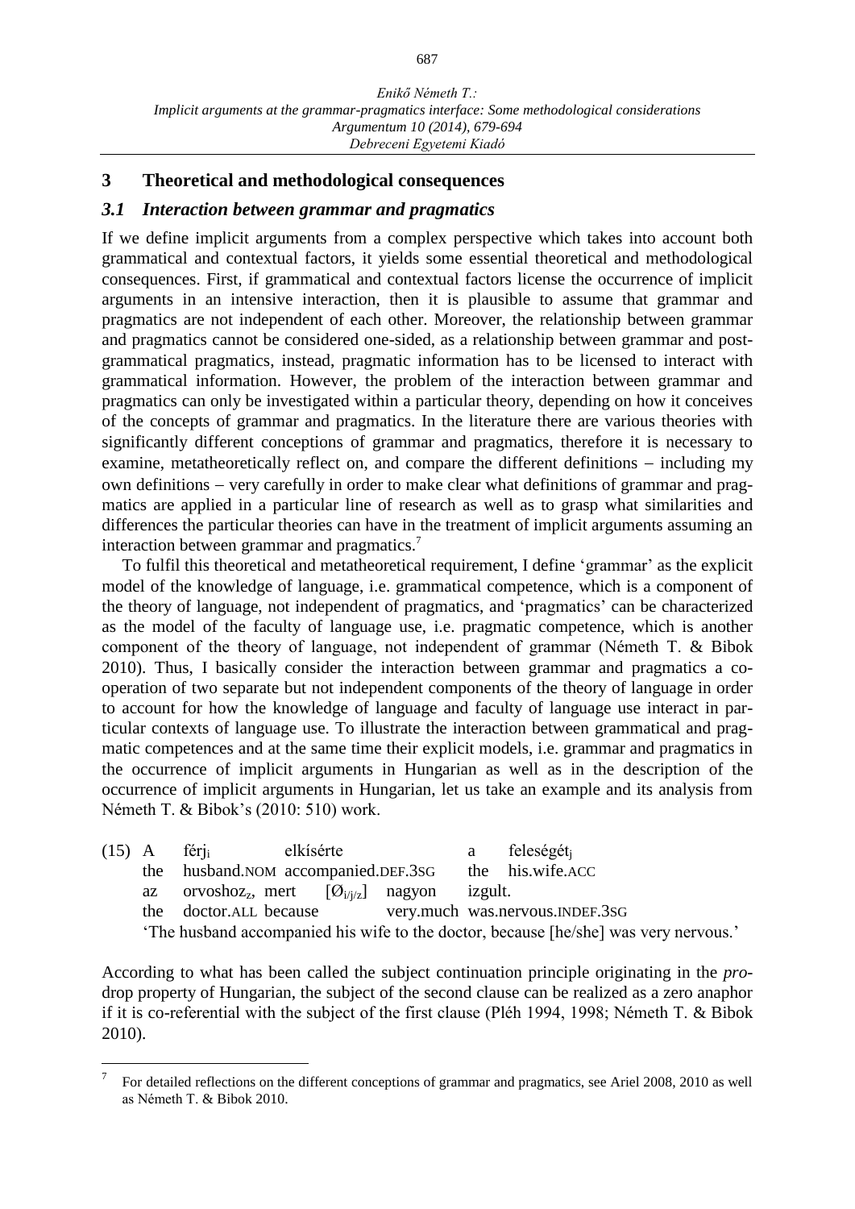## 3 Theoretical and methodological consequences

### *3.1 Interaction between grammar and pragmatics*

If we define implicit arguments from a complex perspective which takes into account both grammatical and contextual factors, it yields some essential theoretical and methodological consequences. First, if grammatical and contextual factors license the occurrence of implicit arguments in an intensive interaction, then it is plausible to assume that grammar and pragmatics are not independent of each other. Moreover, the relationship between grammar and pragmatics cannot be considered one-sided, as a relationship between grammar and post-grammatical pragmatics, instead, pragmatic information has to be licensed to interact with grammatical information. However, the problem of the interaction between grammar and pragmatics can only be investigated within a particular theory, depending on how it conceives of the concepts of grammar and pragmatics. In the literature there are various theories with significantly different conceptions of grammar and pragmatics, therefore it is necessary to examine, metatheoretically reflect on, and compare the different definitions − including my own definitions − very carefully in order to make clear what definitions of grammar and pragmatics are applied in a particular line of research as well as to grasp what similarities and differences the particular theories can have in the treatment of implicit arguments assuming an interaction between grammar and pragmatics.[7]

To fulfil this theoretical and metatheoretical requirement, I define 'grammar' as the explicit model of the knowledge of language, i.e. grammatical competence, which is a component of the theory of language, not independent of pragmatics, and 'pragmatics' can be characterized as the model of the faculty of language use, i.e. pragmatic competence, which is another component of the theory of language, not independent of grammar (Németh T. & Bibok 2010). Thus, I basically consider the interaction between grammar and pragmatics a co-operation of two separate but not independent components of the theory of language in order to account for how the knowledge of language and faculty of language use interact in particular contexts of language use. To illustrate the interaction between grammatical and pragmatic competences and at the same time their explicit models, i.e. grammar and pragmatics in the occurrence of implicit arguments in Hungarian as well as in the description of the occurrence of implicit arguments in Hungarian, let us take an example and its analysis from Németh T. & Bibok's (2010: 510) work.

(15) A férj$_i$ elkísérte a feleségét$_j$
the husband.NOM accompanied.DEF.3SG the his.wife.ACC
az orvoshoz$_z$, mert [Ø$_{i/j/z}$] nagyon izgult.
the doctor.ALL because very.much was.nervous.INDEF.3SG
'The husband accompanied his wife to the doctor, because [he/she] was very nervous.'

According to what has been called the subject continuation principle originating in the *pro*-drop property of Hungarian, the subject of the second clause can be realized as a zero anaphor if it is co-referential with the subject of the first clause (Pléh 1994, 1998; Németh T. & Bibok 2010).

---

[7] For detailed reflections on the different conceptions of grammar and pragmatics, see Ariel 2008, 2010 as well as Németh T. & Bibok 2010.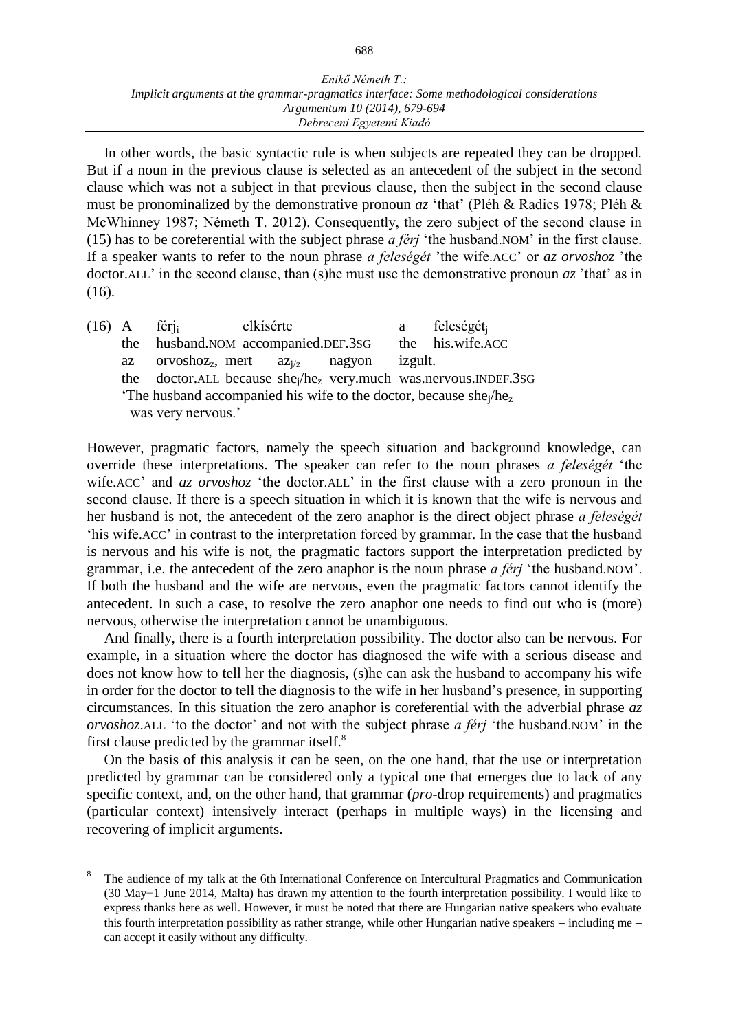In other words, the basic syntactic rule is when subjects are repeated they can be dropped. But if a noun in the previous clause is selected as an antecedent of the subject in the second clause which was not a subject in that previous clause, then the subject in the second clause must be pronominalized by the demonstrative pronoun *az* 'that' (Pléh & Radics 1978; Pléh & McWhinney 1987; Németh T. 2012). Consequently, the zero subject of the second clause in (15) has to be coreferential with the subject phrase *a férj* 'the husband.NOM' in the first clause. If a speaker wants to refer to the noun phrase *a feleségét* 'the wife.ACC' or *az orvoshoz* 'the doctor.ALL' in the second clause, than (s)he must use the demonstrative pronoun *az* 'that' as in (16).

(16) A férj$_i$ elkísérte a feleségét$_j$
 the husband.NOM accompanied.DEF.3SG the his.wife.ACC
 az orvoshoz$_z$, mert az$_{j/z}$ nagyon izgult.
 the doctor.ALL because she$_j$/he$_z$ very.much was.nervous.INDEF.3SG
 'The husband accompanied his wife to the doctor, because she$_j$/he$_z$ was very nervous.'

However, pragmatic factors, namely the speech situation and background knowledge, can override these interpretations. The speaker can refer to the noun phrases *a feleségét* 'the wife.ACC' and *az orvoshoz* 'the doctor.ALL' in the first clause with a zero pronoun in the second clause. If there is a speech situation in which it is known that the wife is nervous and her husband is not, the antecedent of the zero anaphor is the direct object phrase *a feleségét* 'his wife.ACC' in contrast to the interpretation forced by grammar. In the case that the husband is nervous and his wife is not, the pragmatic factors support the interpretation predicted by grammar, i.e. the antecedent of the zero anaphor is the noun phrase *a férj* 'the husband.NOM'. If both the husband and the wife are nervous, even the pragmatic factors cannot identify the antecedent. In such a case, to resolve the zero anaphor one needs to find out who is (more) nervous, otherwise the interpretation cannot be unambiguous.

And finally, there is a fourth interpretation possibility. The doctor also can be nervous. For example, in a situation where the doctor has diagnosed the wife with a serious disease and does not know how to tell her the diagnosis, (s)he can ask the husband to accompany his wife in order for the doctor to tell the diagnosis to the wife in her husband's presence, in supporting circumstances. In this situation the zero anaphor is coreferential with the adverbial phrase *az orvoshoz*.ALL 'to the doctor' and not with the subject phrase *a férj* 'the husband.NOM' in the first clause predicted by the grammar itself.[8]

On the basis of this analysis it can be seen, on the one hand, that the use or interpretation predicted by grammar can be considered only a typical one that emerges due to lack of any specific context, and, on the other hand, that grammar (*pro*-drop requirements) and pragmatics (particular context) intensively interact (perhaps in multiple ways) in the licensing and recovering of implicit arguments.

---

[8] The audience of my talk at the 6th International Conference on Intercultural Pragmatics and Communication (30 May−1 June 2014, Malta) has drawn my attention to the fourth interpretation possibility. I would like to express thanks here as well. However, it must be noted that there are Hungarian native speakers who evaluate this fourth interpretation possibility as rather strange, while other Hungarian native speakers – including me – can accept it easily without any difficulty.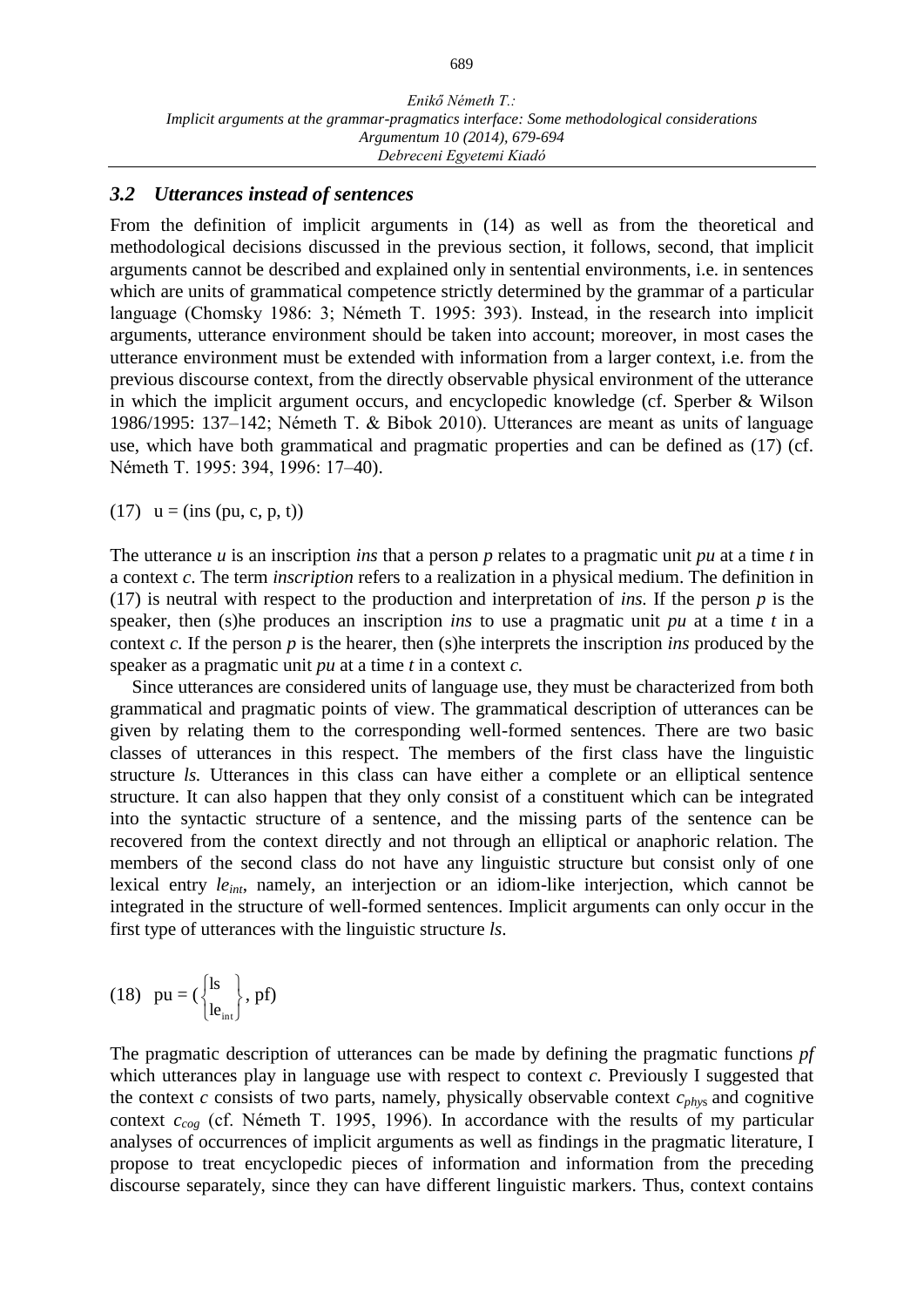### *3.2 Utterances instead of sentences*

From the definition of implicit arguments in (14) as well as from the theoretical and methodological decisions discussed in the previous section, it follows, second, that implicit arguments cannot be described and explained only in sentential environments, i.e. in sentences which are units of grammatical competence strictly determined by the grammar of a particular language (Chomsky 1986: 3; Németh T. 1995: 393). Instead, in the research into implicit arguments, utterance environment should be taken into account; moreover, in most cases the utterance environment must be extended with information from a larger context, i.e. from the previous discourse context, from the directly observable physical environment of the utterance in which the implicit argument occurs, and encyclopedic knowledge (cf. Sperber & Wilson 1986/1995: 137–142; Németh T. & Bibok 2010). Utterances are meant as units of language use, which have both grammatical and pragmatic properties and can be defined as (17) (cf. Németh T. 1995: 394, 1996: 17–40).

(17) u = (ins (pu, c, p, t))

The utterance *u* is an inscription *ins* that a person *p* relates to a pragmatic unit *pu* at a time *t* in a context *c*. The term *inscription* refers to a realization in a physical medium. The definition in (17) is neutral with respect to the production and interpretation of *ins.* If the person *p* is the speaker, then (s)he produces an inscription *ins* to use a pragmatic unit *pu* at a time *t* in a context *c.* If the person *p* is the hearer, then (s)he interprets the inscription *ins* produced by the speaker as a pragmatic unit *pu* at a time *t* in a context *c.*

Since utterances are considered units of language use, they must be characterized from both grammatical and pragmatic points of view. The grammatical description of utterances can be given by relating them to the corresponding well-formed sentences. There are two basic classes of utterances in this respect. The members of the first class have the linguistic structure *ls.* Utterances in this class can have either a complete or an elliptical sentence structure. It can also happen that they only consist of a constituent which can be integrated into the syntactic structure of a sentence, and the missing parts of the sentence can be recovered from the context directly and not through an elliptical or anaphoric relation. The members of the second class do not have any linguistic structure but consist only of one lexical entry $le_{int}$, namely, an interjection or an idiom-like interjection, which cannot be integrated in the structure of well-formed sentences. Implicit arguments can only occur in the first type of utterances with the linguistic structure *ls*.

(18) $\text{pu} = (\begin{Bmatrix} \text{ls} \\ \text{le}_{\text{int}} \end{Bmatrix}, \text{pf})$

The pragmatic description of utterances can be made by defining the pragmatic functions *pf* which utterances play in language use with respect to context *c.* Previously I suggested that the context *c* consists of two parts, namely, physically observable context $c_{phys}$ and cognitive context $c_{cog}$ (cf. Németh T. 1995, 1996). In accordance with the results of my particular analyses of occurrences of implicit arguments as well as findings in the pragmatic literature, I propose to treat encyclopedic pieces of information and information from the preceding discourse separately, since they can have different linguistic markers. Thus, context contains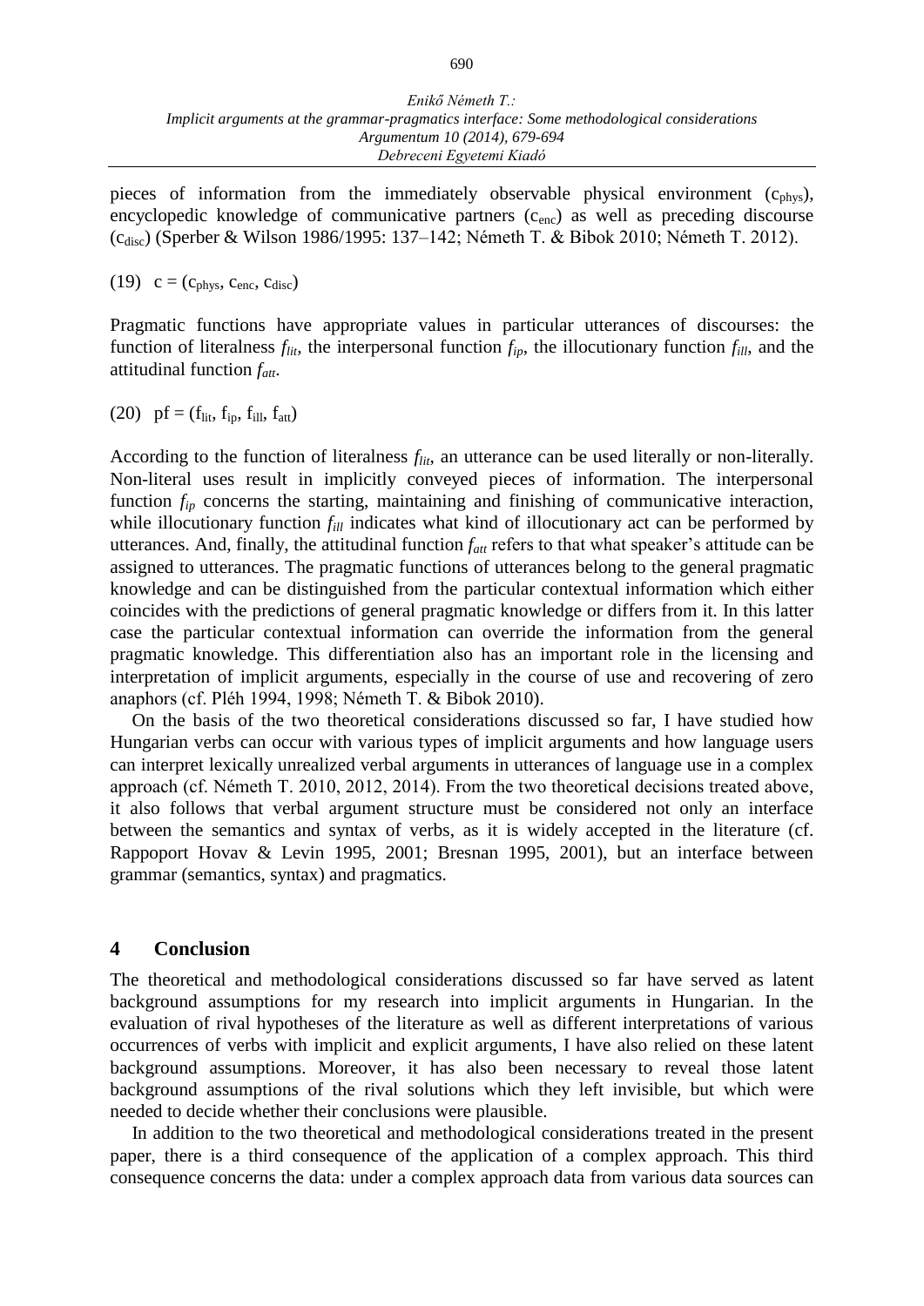pieces of information from the immediately observable physical environment ($c_{phys}$), encyclopedic knowledge of communicative partners ($c_{enc}$) as well as preceding discourse ($c_{disc}$) (Sperber & Wilson 1986/1995: 137–142; Németh T. & Bibok 2010; Németh T. 2012).

(19) $c = (c_{phys}, c_{enc}, c_{disc})$

Pragmatic functions have appropriate values in particular utterances of discourses: the function of literalness $f_{lit}$, the interpersonal function $f_{ip}$, the illocutionary function $f_{ill}$, and the attitudinal function $f_{att}$.

(20) $pf = (f_{lit}, f_{ip}, f_{ill}, f_{att})$

According to the function of literalness $f_{lit}$, an utterance can be used literally or non-literally. Non-literal uses result in implicitly conveyed pieces of information. The interpersonal function $f_{ip}$ concerns the starting, maintaining and finishing of communicative interaction, while illocutionary function $f_{ill}$ indicates what kind of illocutionary act can be performed by utterances. And, finally, the attitudinal function $f_{att}$ refers to that what speaker's attitude can be assigned to utterances. The pragmatic functions of utterances belong to the general pragmatic knowledge and can be distinguished from the particular contextual information which either coincides with the predictions of general pragmatic knowledge or differs from it. In this latter case the particular contextual information can override the information from the general pragmatic knowledge. This differentiation also has an important role in the licensing and interpretation of implicit arguments, especially in the course of use and recovering of zero anaphors (cf. Pléh 1994, 1998; Németh T. & Bibok 2010).

On the basis of the two theoretical considerations discussed so far, I have studied how Hungarian verbs can occur with various types of implicit arguments and how language users can interpret lexically unrealized verbal arguments in utterances of language use in a complex approach (cf. Németh T. 2010, 2012, 2014). From the two theoretical decisions treated above, it also follows that verbal argument structure must be considered not only an interface between the semantics and syntax of verbs, as it is widely accepted in the literature (cf. Rappoport Hovav & Levin 1995, 2001; Bresnan 1995, 2001), but an interface between grammar (semantics, syntax) and pragmatics.

## 4 Conclusion

The theoretical and methodological considerations discussed so far have served as latent background assumptions for my research into implicit arguments in Hungarian. In the evaluation of rival hypotheses of the literature as well as different interpretations of various occurrences of verbs with implicit and explicit arguments, I have also relied on these latent background assumptions. Moreover, it has also been necessary to reveal those latent background assumptions of the rival solutions which they left invisible, but which were needed to decide whether their conclusions were plausible.

In addition to the two theoretical and methodological considerations treated in the present paper, there is a third consequence of the application of a complex approach. This third consequence concerns the data: under a complex approach data from various data sources can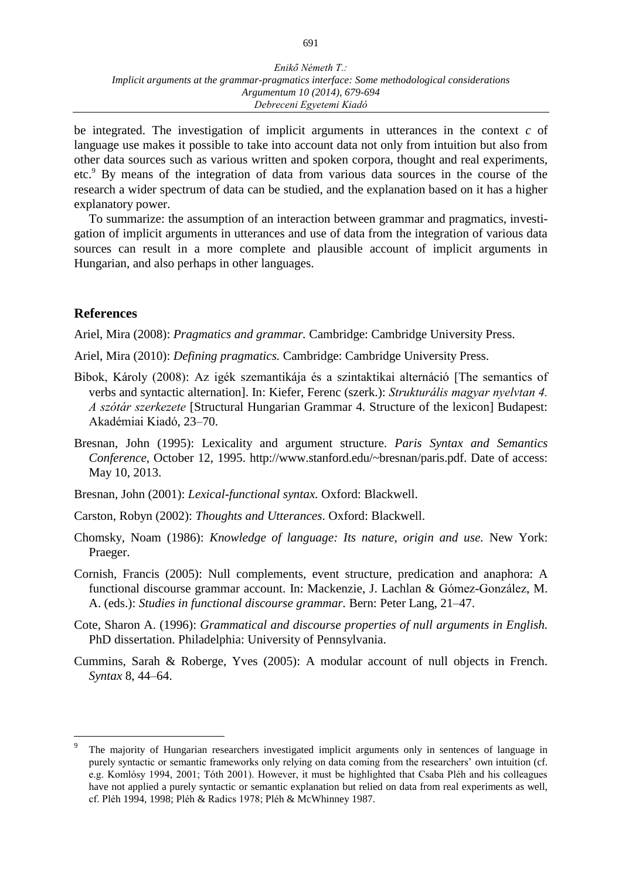be integrated. The investigation of implicit arguments in utterances in the context *c* of language use makes it possible to take into account data not only from intuition but also from other data sources such as various written and spoken corpora, thought and real experiments, etc.[9] By means of the integration of data from various data sources in the course of the research a wider spectrum of data can be studied, and the explanation based on it has a higher explanatory power.

To summarize: the assumption of an interaction between grammar and pragmatics, investigation of implicit arguments in utterances and use of data from the integration of various data sources can result in a more complete and plausible account of implicit arguments in Hungarian, and also perhaps in other languages.

## References

Ariel, Mira (2008): *Pragmatics and grammar.* Cambridge: Cambridge University Press.

Ariel, Mira (2010): *Defining pragmatics.* Cambridge: Cambridge University Press.

Bibok, Károly (2008): Az igék szemantikája és a szintaktikai alternáció [The semantics of verbs and syntactic alternation]. In: Kiefer, Ferenc (szerk.): *Strukturális magyar nyelvtan 4. A szótár szerkezete* [Structural Hungarian Grammar 4. Structure of the lexicon] Budapest: Akadémiai Kiadó, 23–70.

Bresnan, John (1995): Lexicality and argument structure. *Paris Syntax and Semantics Conference,* October 12, 1995. http://www.stanford.edu/~bresnan/paris.pdf. Date of access: May 10, 2013.

Bresnan, John (2001): *Lexical-functional syntax.* Oxford: Blackwell.

Carston, Robyn (2002): *Thoughts and Utterances*. Oxford: Blackwell.

Chomsky, Noam (1986): *Knowledge of language: Its nature, origin and use.* New York: Praeger.

Cornish, Francis (2005): Null complements, event structure, predication and anaphora: A functional discourse grammar account. In: Mackenzie, J. Lachlan & Gómez-González, M. A. (eds.): *Studies in functional discourse grammar*. Bern: Peter Lang, 21–47.

Cote, Sharon A. (1996): *Grammatical and discourse properties of null arguments in English.* PhD dissertation. Philadelphia: University of Pennsylvania.

Cummins, Sarah & Roberge, Yves (2005): A modular account of null objects in French. *Syntax* 8, 44–64.

---

[9] The majority of Hungarian researchers investigated implicit arguments only in sentences of language in purely syntactic or semantic frameworks only relying on data coming from the researchers' own intuition (cf. e.g. Komlósy 1994, 2001; Tóth 2001). However, it must be highlighted that Csaba Pléh and his colleagues have not applied a purely syntactic or semantic explanation but relied on data from real experiments as well, cf. Pléh 1994, 1998; Pléh & Radics 1978; Pléh & McWhinney 1987.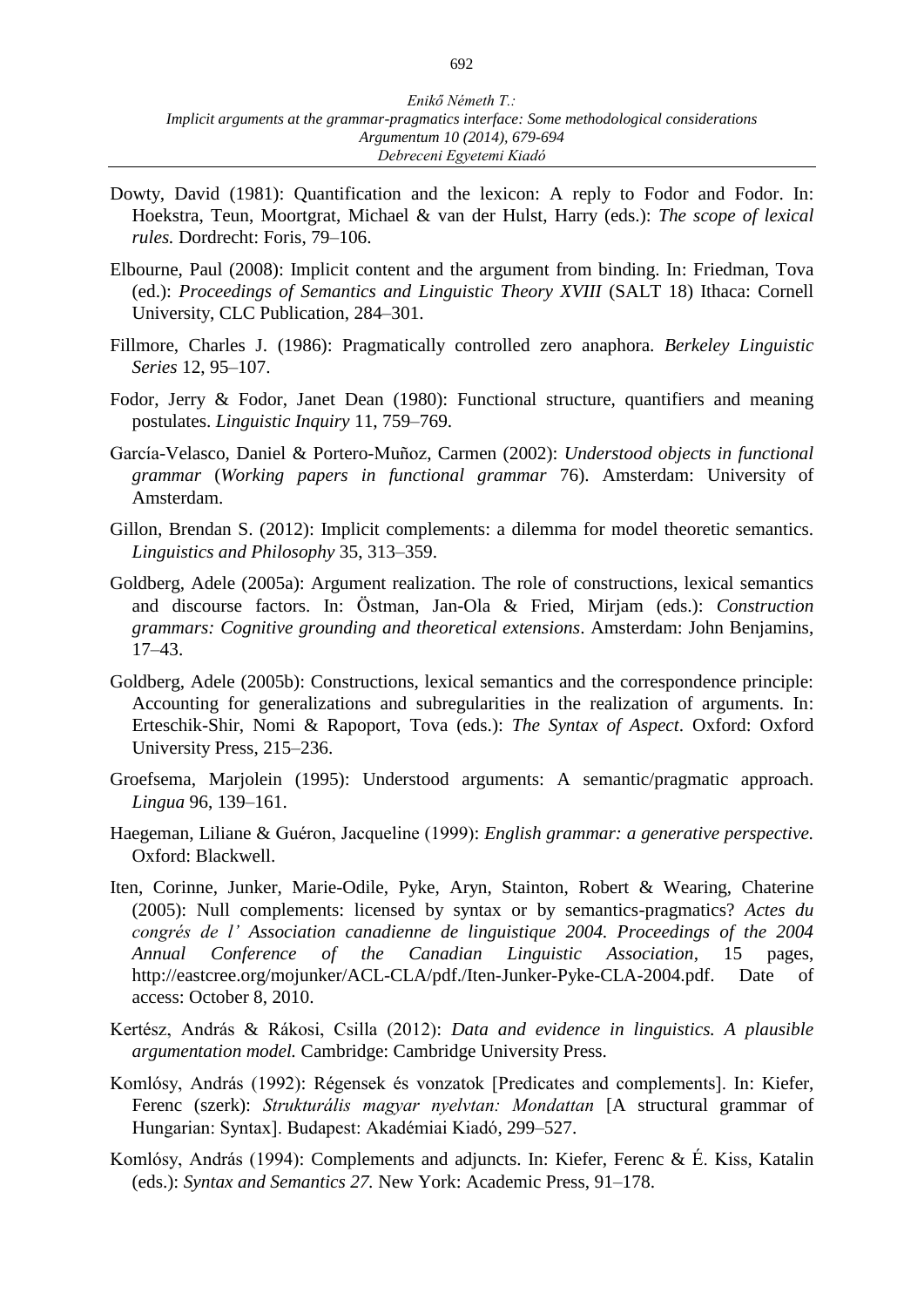Dowty, David (1981): Quantification and the lexicon: A reply to Fodor and Fodor. In: Hoekstra, Teun, Moortgrat, Michael & van der Hulst, Harry (eds.): *The scope of lexical rules.* Dordrecht: Foris, 79–106.

Elbourne, Paul (2008): Implicit content and the argument from binding. In: Friedman, Tova (ed.): *Proceedings of Semantics and Linguistic Theory XVIII* (SALT 18) Ithaca: Cornell University, CLC Publication, 284–301.

Fillmore, Charles J. (1986): Pragmatically controlled zero anaphora. *Berkeley Linguistic Series* 12, 95–107.

Fodor, Jerry & Fodor, Janet Dean (1980): Functional structure, quantifiers and meaning postulates. *Linguistic Inquiry* 11, 759–769.

García-Velasco, Daniel & Portero-Muñoz, Carmen (2002): *Understood objects in functional grammar* (*Working papers in functional grammar* 76). Amsterdam: University of Amsterdam.

Gillon, Brendan S. (2012): Implicit complements: a dilemma for model theoretic semantics. *Linguistics and Philosophy* 35, 313–359.

Goldberg, Adele (2005a): Argument realization. The role of constructions, lexical semantics and discourse factors. In: Östman, Jan-Ola & Fried, Mirjam (eds.): *Construction grammars: Cognitive grounding and theoretical extensions*. Amsterdam: John Benjamins, 17–43.

Goldberg, Adele (2005b): Constructions, lexical semantics and the correspondence principle: Accounting for generalizations and subregularities in the realization of arguments. In: Erteschik-Shir, Nomi & Rapoport, Tova (eds.): *The Syntax of Aspect*. Oxford: Oxford University Press, 215–236.

Groefsema, Marjolein (1995): Understood arguments: A semantic/pragmatic approach. *Lingua* 96, 139–161.

Haegeman, Liliane & Guéron, Jacqueline (1999): *English grammar: a generative perspective.* Oxford: Blackwell.

Iten, Corinne, Junker, Marie-Odile, Pyke, Aryn, Stainton, Robert & Wearing, Chaterine (2005): Null complements: licensed by syntax or by semantics-pragmatics? *Actes du congrés de l' Association canadienne de linguistique 2004. Proceedings of the 2004 Annual Conference of the Canadian Linguistic Association*, 15 pages, http://eastcree.org/mojunker/ACL-CLA/pdf./Iten-Junker-Pyke-CLA-2004.pdf. Date of access: October 8, 2010.

Kertész, András & Rákosi, Csilla (2012): *Data and evidence in linguistics. A plausible argumentation model.* Cambridge: Cambridge University Press.

Komlósy, András (1992): Régensek és vonzatok [Predicates and complements]. In: Kiefer, Ferenc (szerk): *Strukturális magyar nyelvtan: Mondattan* [A structural grammar of Hungarian: Syntax]. Budapest: Akadémiai Kiadó, 299–527.

Komlósy, András (1994): Complements and adjuncts. In: Kiefer, Ferenc & É. Kiss, Katalin (eds.): *Syntax and Semantics 27.* New York: Academic Press, 91–178.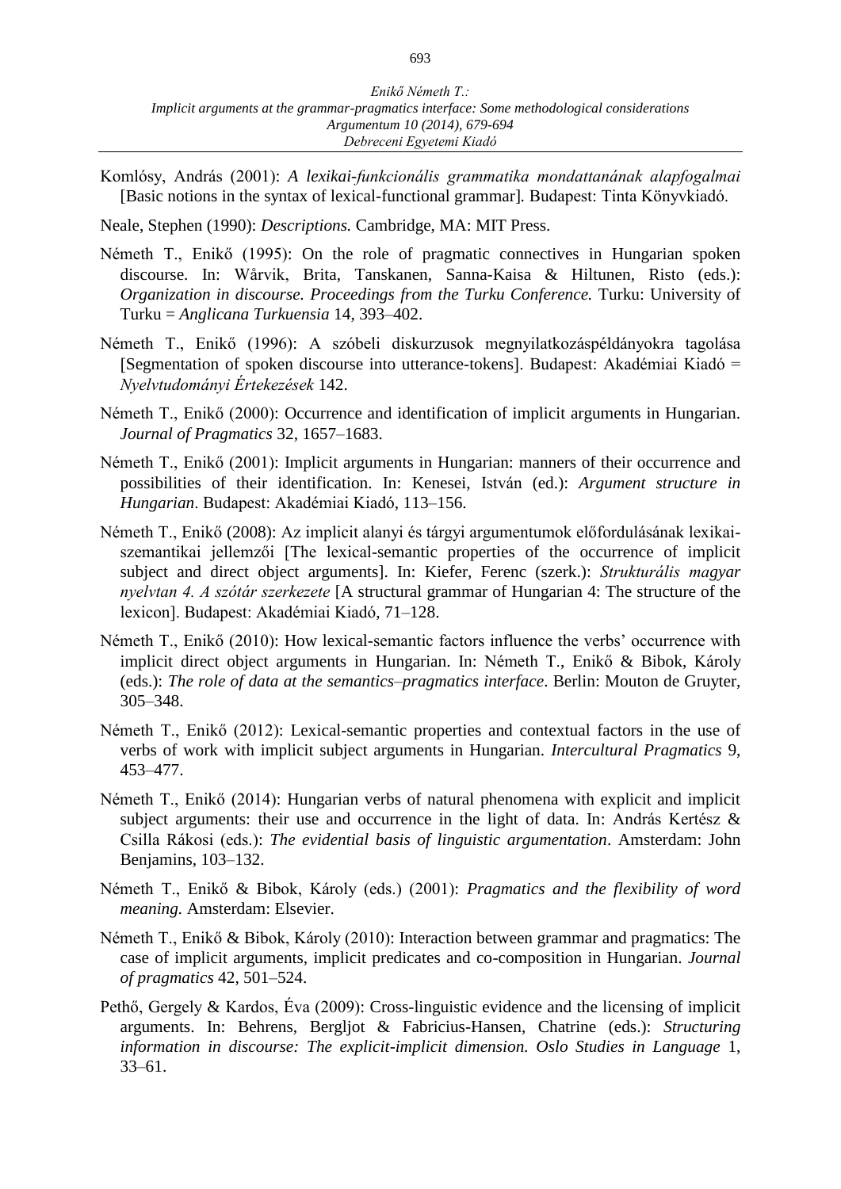Komlósy, András (2001): *A lexikai-funkcionális grammatika mondattanának alapfogalmai* [Basic notions in the syntax of lexical-functional grammar]. Budapest: Tinta Könyvkiadó.

Neale, Stephen (1990): *Descriptions.* Cambridge, MA: MIT Press.

Németh T., Enikő (1995): On the role of pragmatic connectives in Hungarian spoken discourse. In: Wårvik, Brita, Tanskanen, Sanna-Kaisa & Hiltunen, Risto (eds.): *Organization in discourse. Proceedings from the Turku Conference.* Turku: University of Turku = *Anglicana Turkuensia* 14, 393–402.

Németh T., Enikő (1996): A szóbeli diskurzusok megnyilatkozáspéldányokra tagolása [Segmentation of spoken discourse into utterance-tokens]. Budapest: Akadémiai Kiadó = *Nyelvtudományi Értekezések* 142.

Németh T., Enikő (2000): Occurrence and identification of implicit arguments in Hungarian. *Journal of Pragmatics* 32, 1657–1683.

Németh T., Enikő (2001): Implicit arguments in Hungarian: manners of their occurrence and possibilities of their identification. In: Kenesei, István (ed.): *Argument structure in Hungarian*. Budapest: Akadémiai Kiadó, 113–156.

Németh T., Enikő (2008): Az implicit alanyi és tárgyi argumentumok előfordulásának lexikai-szemantikai jellemzői [The lexical-semantic properties of the occurrence of implicit subject and direct object arguments]. In: Kiefer, Ferenc (szerk.): *Strukturális magyar nyelvtan 4. A szótár szerkezete* [A structural grammar of Hungarian 4: The structure of the lexicon]. Budapest: Akadémiai Kiadó, 71–128.

Németh T., Enikő (2010): How lexical-semantic factors influence the verbs' occurrence with implicit direct object arguments in Hungarian. In: Németh T., Enikő & Bibok, Károly (eds.): *The role of data at the semantics–pragmatics interface*. Berlin: Mouton de Gruyter, 305–348.

Németh T., Enikő (2012): Lexical-semantic properties and contextual factors in the use of verbs of work with implicit subject arguments in Hungarian. *Intercultural Pragmatics* 9, 453–477.

Németh T., Enikő (2014): Hungarian verbs of natural phenomena with explicit and implicit subject arguments: their use and occurrence in the light of data. In: András Kertész & Csilla Rákosi (eds.): *The evidential basis of linguistic argumentation*. Amsterdam: John Benjamins, 103–132.

Németh T., Enikő & Bibok, Károly (eds.) (2001): *Pragmatics and the flexibility of word meaning.* Amsterdam: Elsevier.

Németh T., Enikő & Bibok, Károly (2010): Interaction between grammar and pragmatics: The case of implicit arguments, implicit predicates and co-composition in Hungarian. *Journal of pragmatics* 42, 501–524.

Pethő, Gergely & Kardos, Éva (2009): Cross-linguistic evidence and the licensing of implicit arguments. In: Behrens, Bergljot & Fabricius-Hansen, Chatrine (eds.): *Structuring information in discourse: The explicit-implicit dimension. Oslo Studies in Language* 1, 33–61.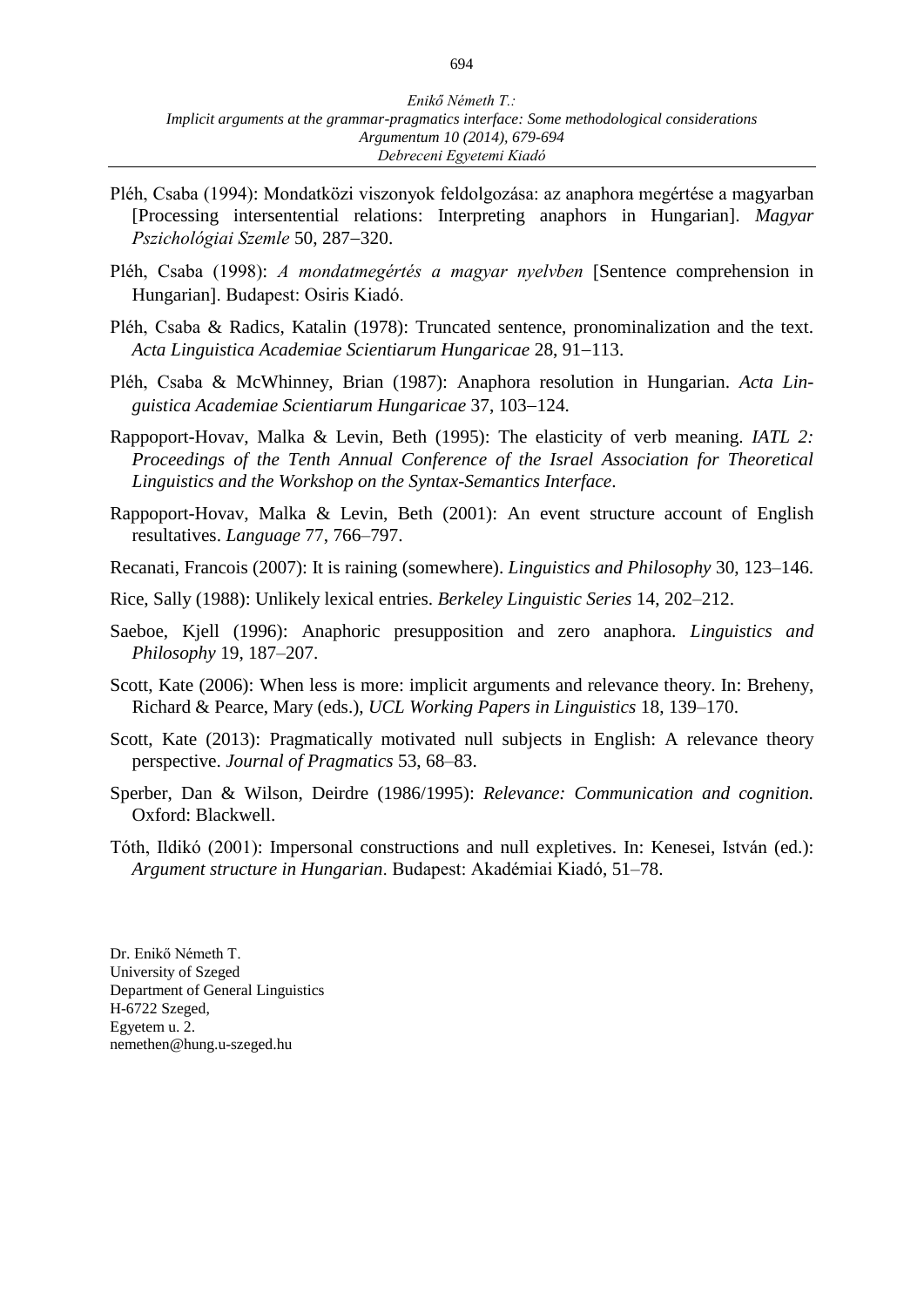Pléh, Csaba (1994): Mondatközi viszonyok feldolgozása: az anaphora megértése a magyarban [Processing intersentential relations: Interpreting anaphors in Hungarian]. *Magyar Pszichológiai Szemle* 50, 287–320.

Pléh, Csaba (1998): *A mondatmegértés a magyar nyelvben* [Sentence comprehension in Hungarian]. Budapest: Osiris Kiadó.

Pléh, Csaba & Radics, Katalin (1978): Truncated sentence, pronominalization and the text. *Acta Linguistica Academiae Scientiarum Hungaricae* 28, 91–113.

Pléh, Csaba & McWhinney, Brian (1987): Anaphora resolution in Hungarian. *Acta Linguistica Academiae Scientiarum Hungaricae* 37, 103–124.

Rappoport-Hovav, Malka & Levin, Beth (1995): The elasticity of verb meaning. *IATL 2: Proceedings of the Tenth Annual Conference of the Israel Association for Theoretical Linguistics and the Workshop on the Syntax-Semantics Interface*.

Rappoport-Hovav, Malka & Levin, Beth (2001): An event structure account of English resultatives. *Language* 77, 766–797.

Recanati, Francois (2007): It is raining (somewhere). *Linguistics and Philosophy* 30, 123–146.

Rice, Sally (1988): Unlikely lexical entries. *Berkeley Linguistic Series* 14, 202–212.

Saeboe, Kjell (1996): Anaphoric presupposition and zero anaphora. *Linguistics and Philosophy* 19, 187–207.

Scott, Kate (2006): When less is more: implicit arguments and relevance theory. In: Breheny, Richard & Pearce, Mary (eds.), *UCL Working Papers in Linguistics* 18, 139–170.

Scott, Kate (2013): Pragmatically motivated null subjects in English: A relevance theory perspective. *Journal of Pragmatics* 53, 68–83.

Sperber, Dan & Wilson, Deirdre (1986/1995): *Relevance: Communication and cognition.* Oxford: Blackwell.

Tóth, Ildikó (2001): Impersonal constructions and null expletives. In: Kenesei, István (ed.): *Argument structure in Hungarian*. Budapest: Akadémiai Kiadó, 51–78.

Dr. Enikő Németh T.
University of Szeged
Department of General Linguistics
H-6722 Szeged,
Egyetem u. 2.
nemethen@hung.u-szeged.hu